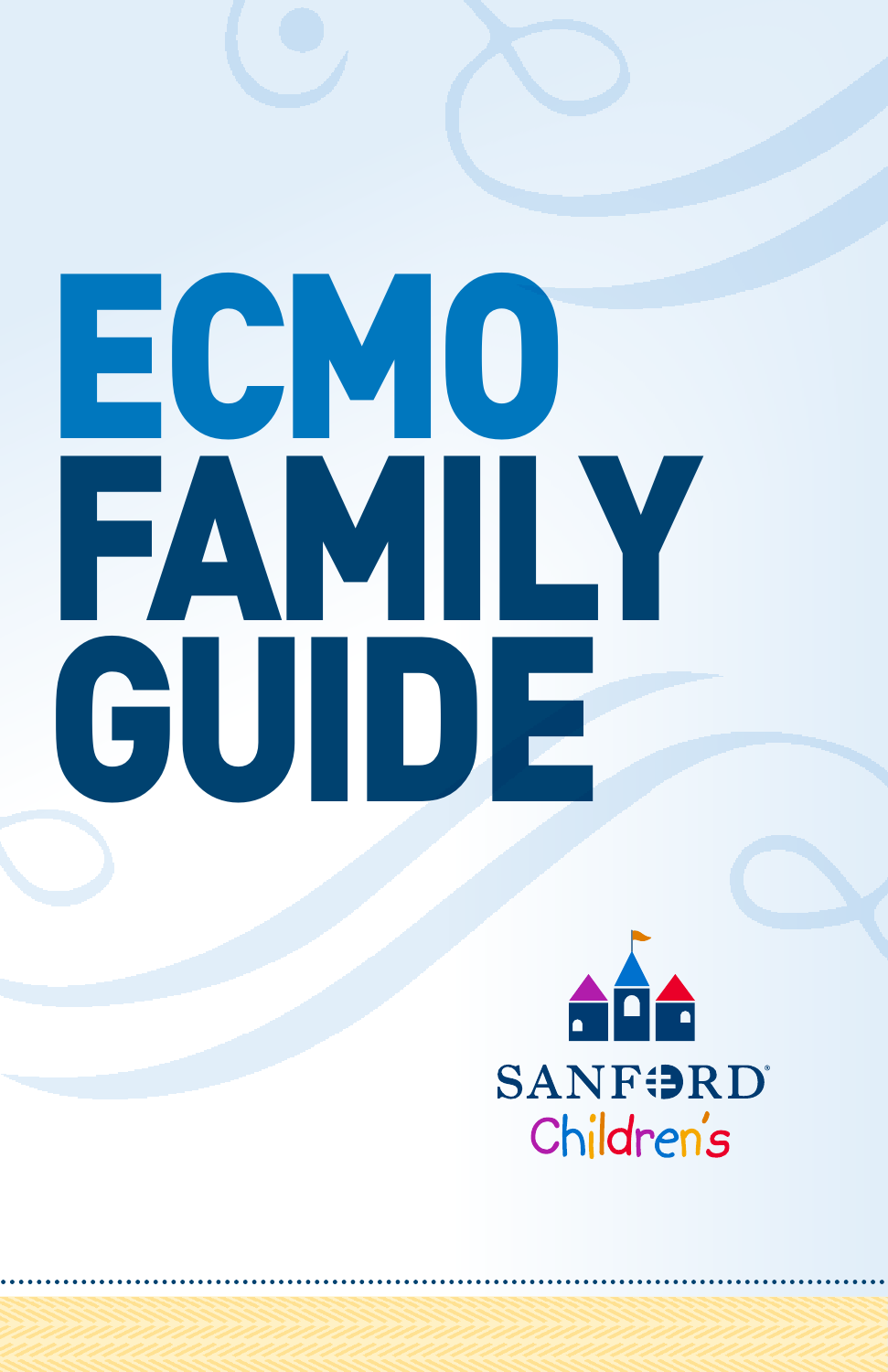# ECMO FAMILY GUIDE

SANFORD Children's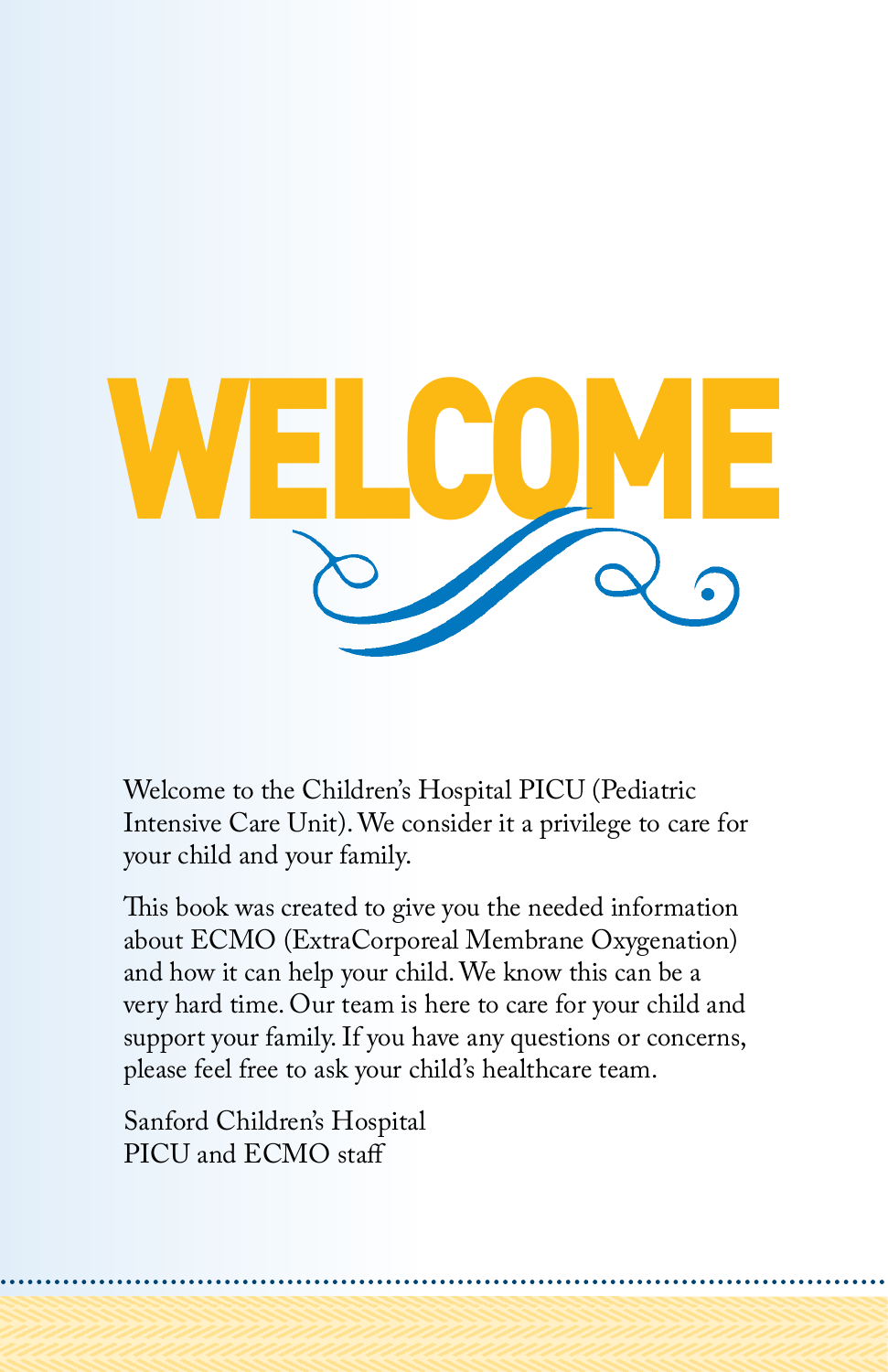# WELCOME

Welcome to the Children's Hospital PICU (Pediatric Intensive Care Unit). We consider it a privilege to care for your child and your family.

This book was created to give you the needed information about ECMO (ExtraCorporeal Membrane Oxygenation) and how it can help your child. We know this can be a very hard time. Our team is here to care for your child and support your family. If you have any questions or concerns, please feel free to ask your child's healthcare team.

Sanford Children's Hospital
PICU and ECMO staff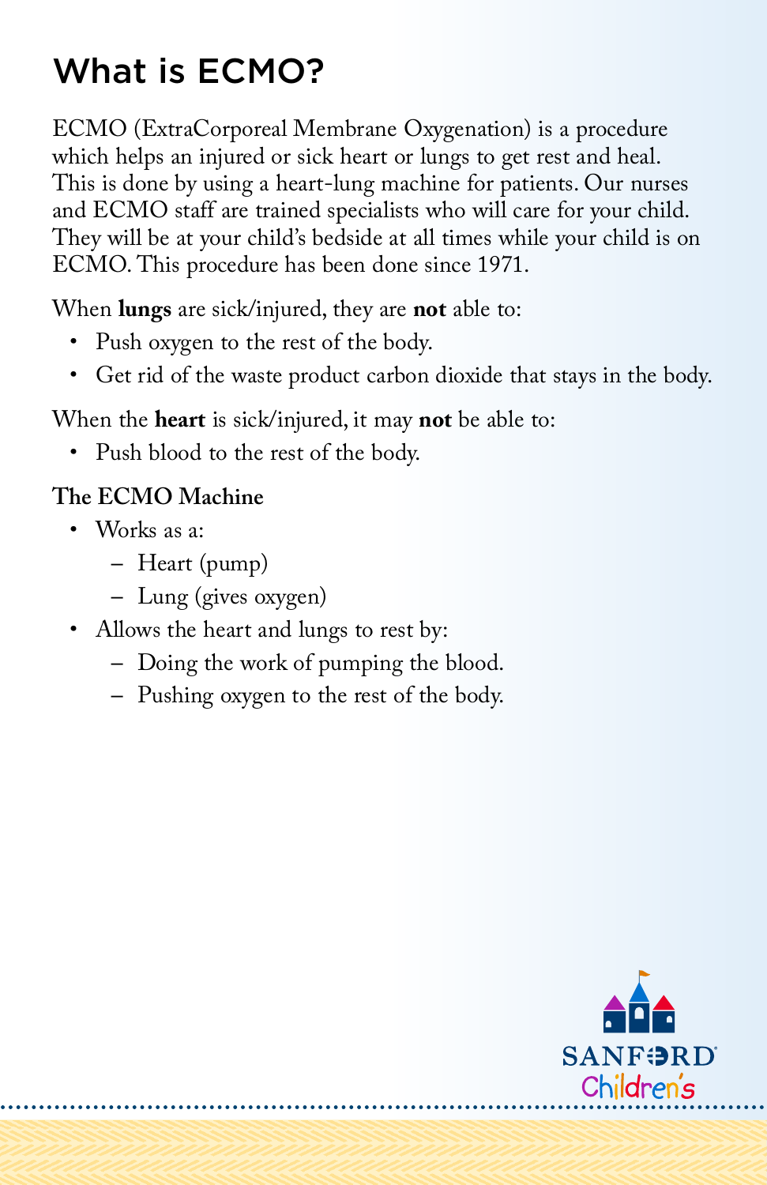# What is ECMO?

ECMO (ExtraCorporeal Membrane Oxygenation) is a procedure which helps an injured or sick heart or lungs to get rest and heal. This is done by using a heart-lung machine for patients. Our nurses and ECMO staff are trained specialists who will care for your child. They will be at your child's bedside at all times while your child is on ECMO. This procedure has been done since 1971.

When **lungs** are sick/injured, they are **not** able to:

- Push oxygen to the rest of the body.
- Get rid of the waste product carbon dioxide that stays in the body.

When the **heart** is sick/injured, it may **not** be able to:

- Push blood to the rest of the body.

**The ECMO Machine**

- Works as a:
  - Heart (pump)
  - Lung (gives oxygen)
- Allows the heart and lungs to rest by:
  - Doing the work of pumping the blood.
  - Pushing oxygen to the rest of the body.

SANFORD Children's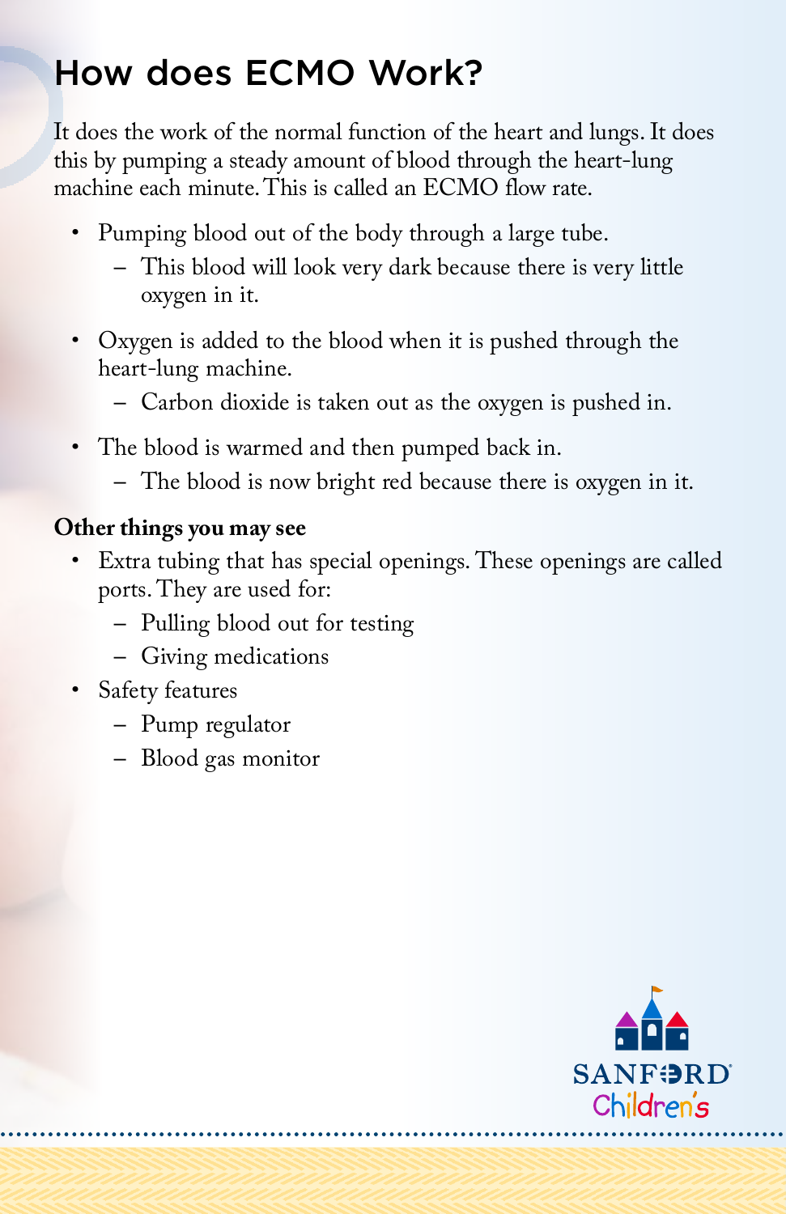# How does ECMO Work?

It does the work of the normal function of the heart and lungs. It does this by pumping a steady amount of blood through the heart-lung machine each minute. This is called an ECMO flow rate.

- Pumping blood out of the body through a large tube.
  - This blood will look very dark because there is very little oxygen in it.
- Oxygen is added to the blood when it is pushed through the heart-lung machine.
  - Carbon dioxide is taken out as the oxygen is pushed in.
- The blood is warmed and then pumped back in.
  - The blood is now bright red because there is oxygen in it.

**Other things you may see**

- Extra tubing that has special openings. These openings are called ports. They are used for:
  - Pulling blood out for testing
  - Giving medications
- Safety features
  - Pump regulator
  - Blood gas monitor

SANFORD Children's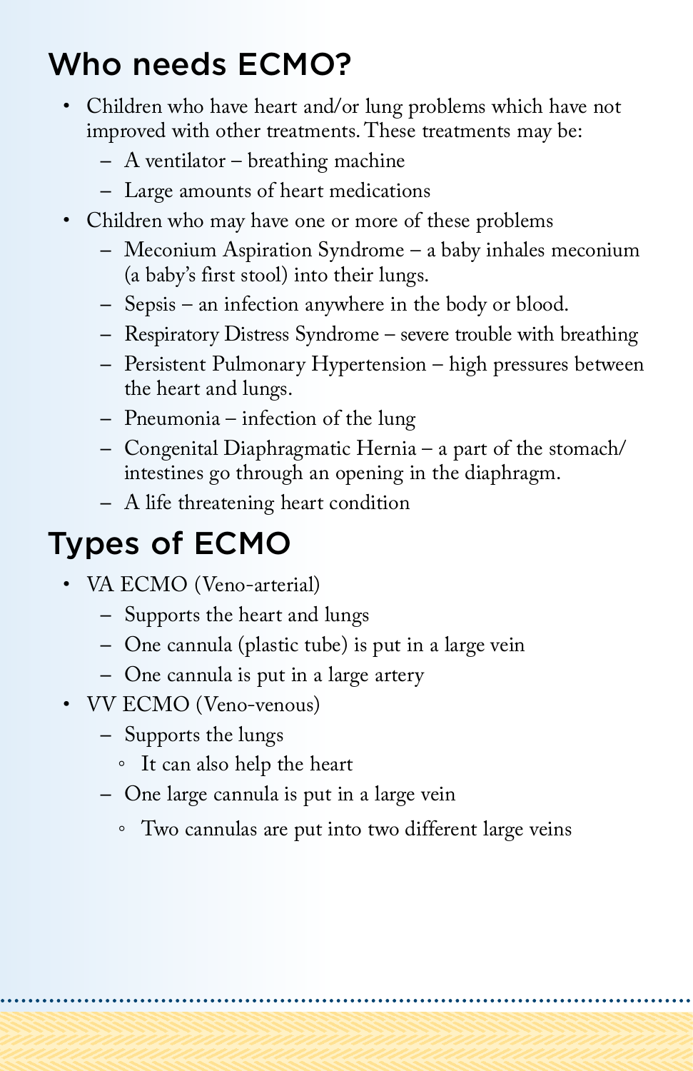## Who needs ECMO?

- Children who have heart and/or lung problems which have not improved with other treatments. These treatments may be:
  - A ventilator – breathing machine
  - Large amounts of heart medications
- Children who may have one or more of these problems
  - Meconium Aspiration Syndrome – a baby inhales meconium (a baby's first stool) into their lungs.
  - Sepsis – an infection anywhere in the body or blood.
  - Respiratory Distress Syndrome – severe trouble with breathing
  - Persistent Pulmonary Hypertension – high pressures between the heart and lungs.
  - Pneumonia – infection of the lung
  - Congenital Diaphragmatic Hernia – a part of the stomach/ intestines go through an opening in the diaphragm.
  - A life threatening heart condition

## Types of ECMO

- VA ECMO (Veno-arterial)
  - Supports the heart and lungs
  - One cannula (plastic tube) is put in a large vein
  - One cannula is put in a large artery
- VV ECMO (Veno-venous)
  - Supports the lungs
    - It can also help the heart
  - One large cannula is put in a large vein
    - Two cannulas are put into two different large veins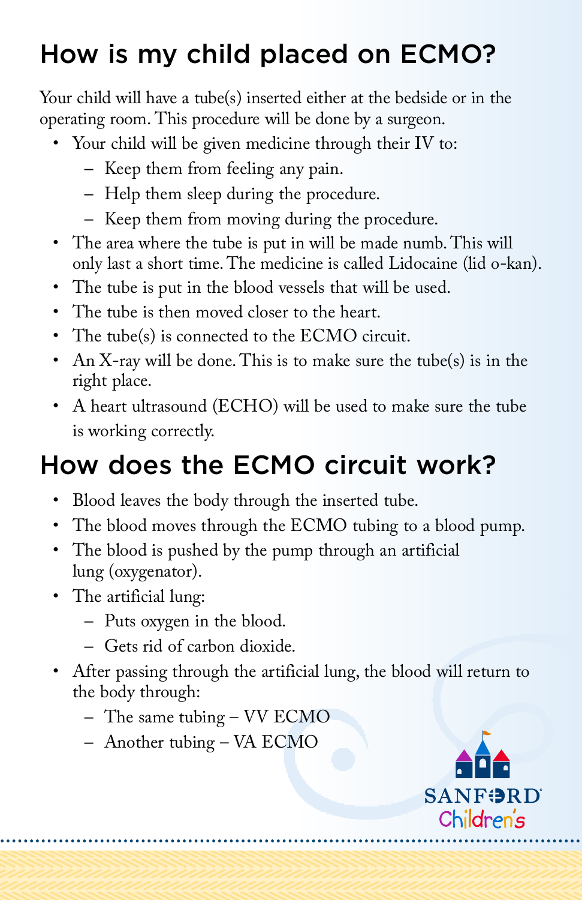## How is my child placed on ECMO?

Your child will have a tube(s) inserted either at the bedside or in the operating room. This procedure will be done by a surgeon.

- Your child will be given medicine through their IV to:
  - Keep them from feeling any pain.
  - Help them sleep during the procedure.
  - Keep them from moving during the procedure.
- The area where the tube is put in will be made numb. This will only last a short time. The medicine is called Lidocaine (lid o-kan).
- The tube is put in the blood vessels that will be used.
- The tube is then moved closer to the heart.
- The tube(s) is connected to the ECMO circuit.
- An X-ray will be done. This is to make sure the tube(s) is in the right place.
- A heart ultrasound (ECHO) will be used to make sure the tube is working correctly.

## How does the ECMO circuit work?

- Blood leaves the body through the inserted tube.
- The blood moves through the ECMO tubing to a blood pump.
- The blood is pushed by the pump through an artificial lung (oxygenator).
- The artificial lung:
  - Puts oxygen in the blood.
  - Gets rid of carbon dioxide.
- After passing through the artificial lung, the blood will return to the body through:
  - The same tubing – VV ECMO
  - Another tubing – VA ECMO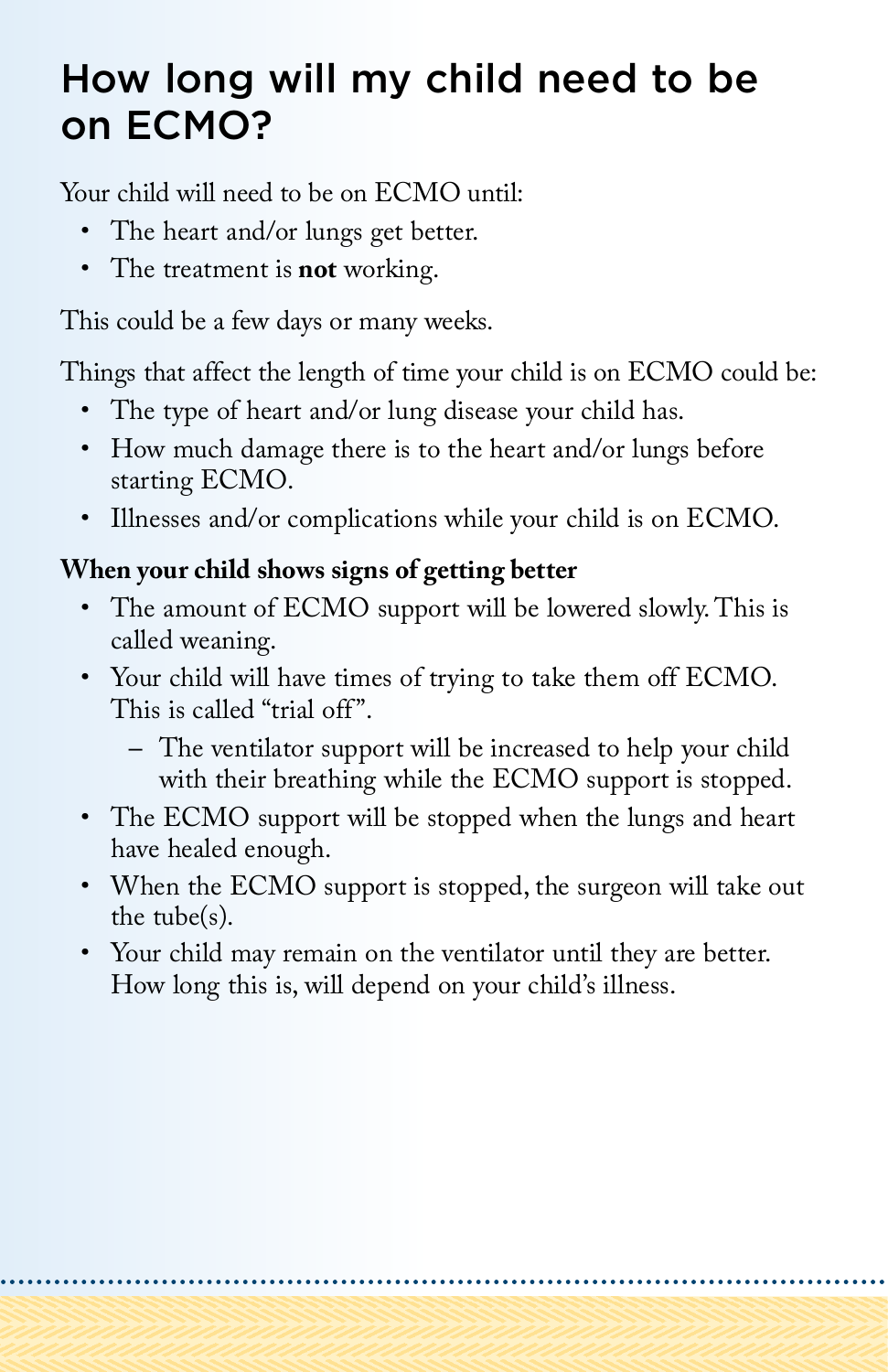## How long will my child need to be on ECMO?

Your child will need to be on ECMO until:

- The heart and/or lungs get better.
- The treatment is **not** working.

This could be a few days or many weeks.

Things that affect the length of time your child is on ECMO could be:

- The type of heart and/or lung disease your child has.
- How much damage there is to the heart and/or lungs before starting ECMO.
- Illnesses and/or complications while your child is on ECMO.

**When your child shows signs of getting better**

- The amount of ECMO support will be lowered slowly. This is called weaning.
- Your child will have times of trying to take them off ECMO. This is called "trial off".
  - The ventilator support will be increased to help your child with their breathing while the ECMO support is stopped.
- The ECMO support will be stopped when the lungs and heart have healed enough.
- When the ECMO support is stopped, the surgeon will take out the tube(s).
- Your child may remain on the ventilator until they are better. How long this is, will depend on your child's illness.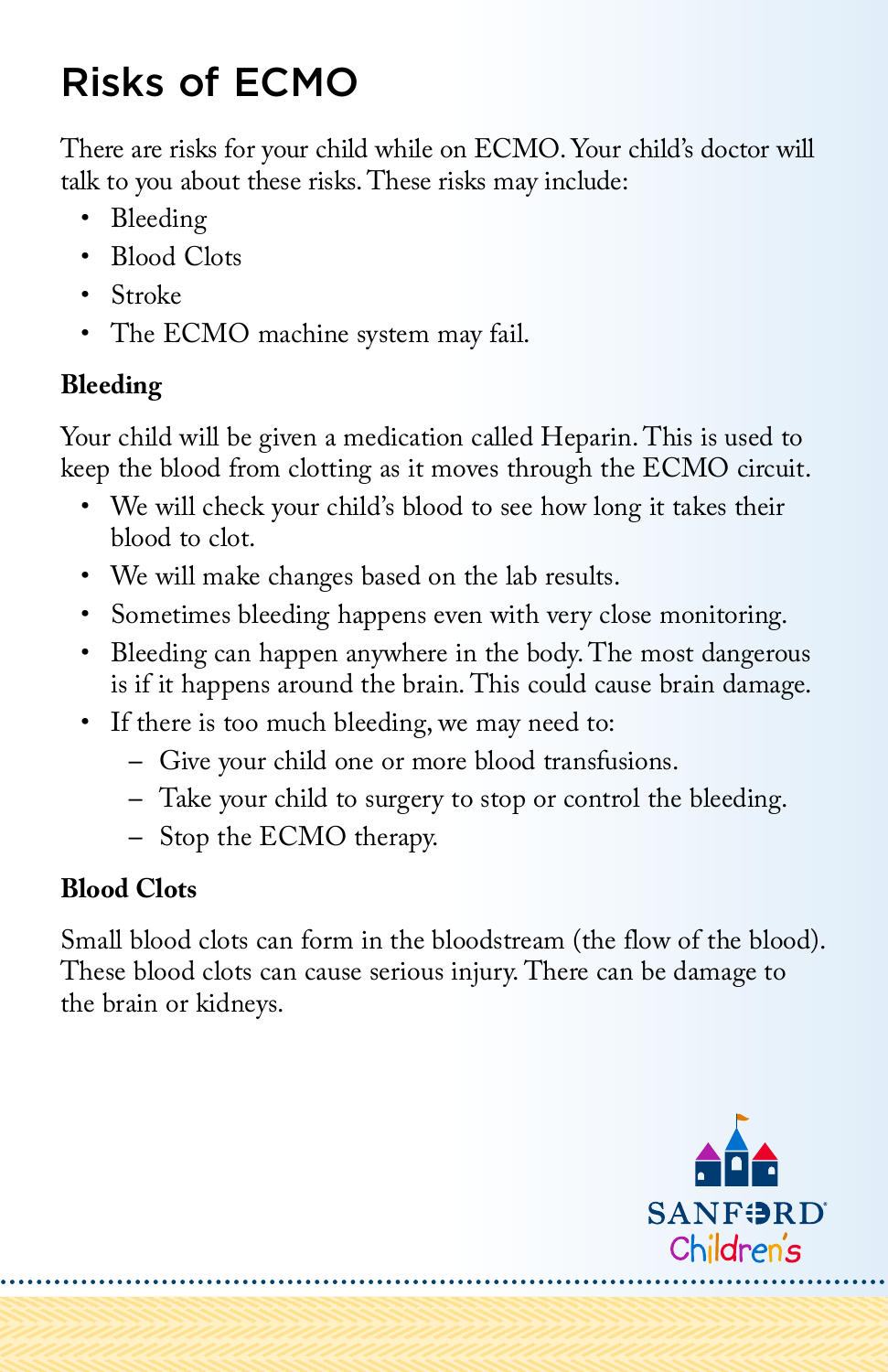# Risks of ECMO

There are risks for your child while on ECMO. Your child's doctor will talk to you about these risks. These risks may include:

- Bleeding
- Blood Clots
- Stroke
- The ECMO machine system may fail.

**Bleeding**

Your child will be given a medication called Heparin. This is used to keep the blood from clotting as it moves through the ECMO circuit.

- We will check your child's blood to see how long it takes their blood to clot.
- We will make changes based on the lab results.
- Sometimes bleeding happens even with very close monitoring.
- Bleeding can happen anywhere in the body. The most dangerous is if it happens around the brain. This could cause brain damage.
- If there is too much bleeding, we may need to:
  - Give your child one or more blood transfusions.
  - Take your child to surgery to stop or control the bleeding.
  - Stop the ECMO therapy.

**Blood Clots**

Small blood clots can form in the bloodstream (the flow of the blood). These blood clots can cause serious injury. There can be damage to the brain or kidneys.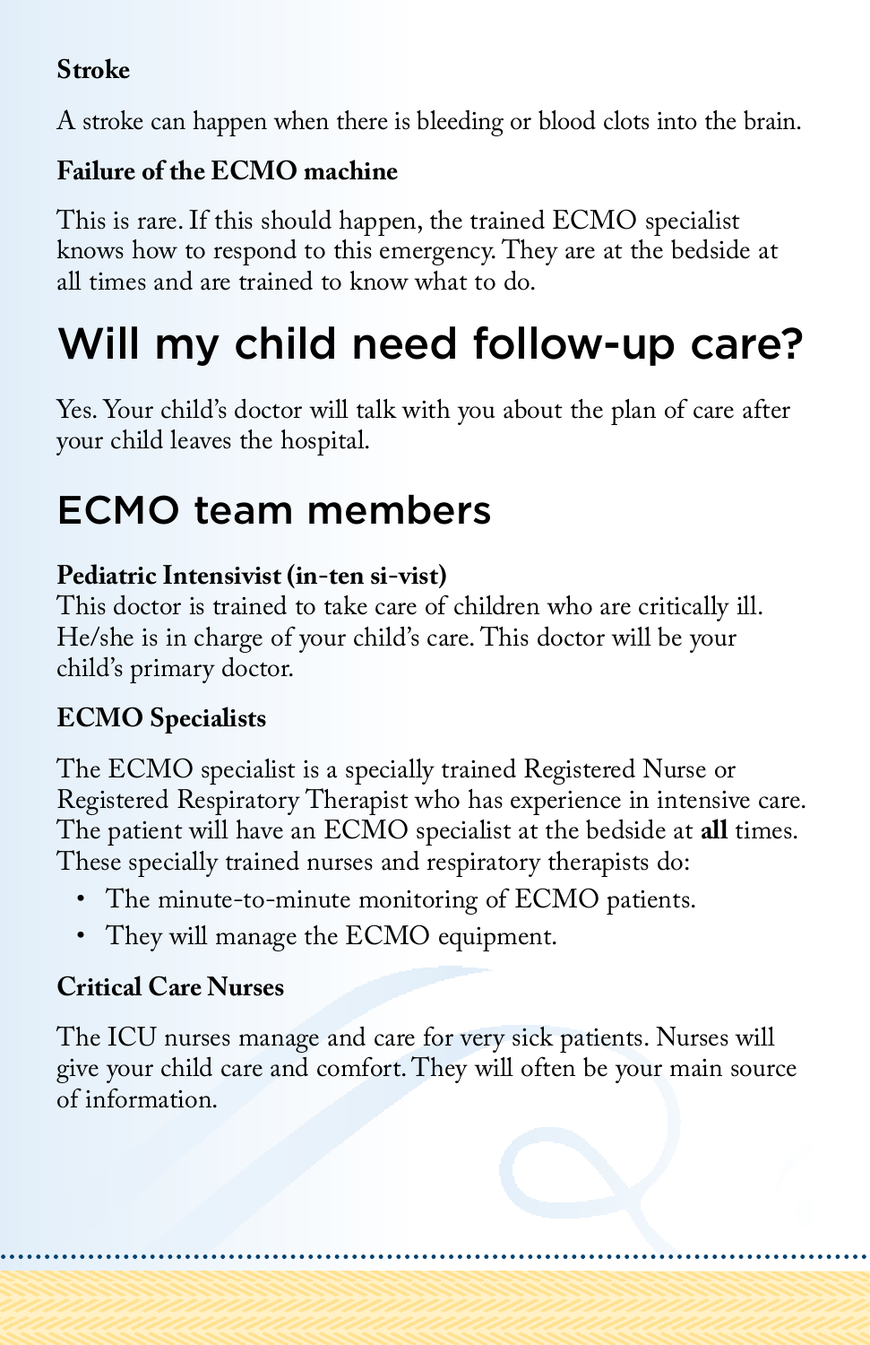**Stroke**

A stroke can happen when there is bleeding or blood clots into the brain.

**Failure of the ECMO machine**

This is rare. If this should happen, the trained ECMO specialist knows how to respond to this emergency. They are at the bedside at all times and are trained to know what to do.

## Will my child need follow-up care?

Yes. Your child's doctor will talk with you about the plan of care after your child leaves the hospital.

## ECMO team members

**Pediatric Intensivist (in-ten si-vist)**
This doctor is trained to take care of children who are critically ill. He/she is in charge of your child's care. This doctor will be your child's primary doctor.

**ECMO Specialists**

The ECMO specialist is a specially trained Registered Nurse or Registered Respiratory Therapist who has experience in intensive care. The patient will have an ECMO specialist at the bedside at **all** times. These specially trained nurses and respiratory therapists do:

- The minute-to-minute monitoring of ECMO patients.
- They will manage the ECMO equipment.

**Critical Care Nurses**

The ICU nurses manage and care for very sick patients. Nurses will give your child care and comfort. They will often be your main source of information.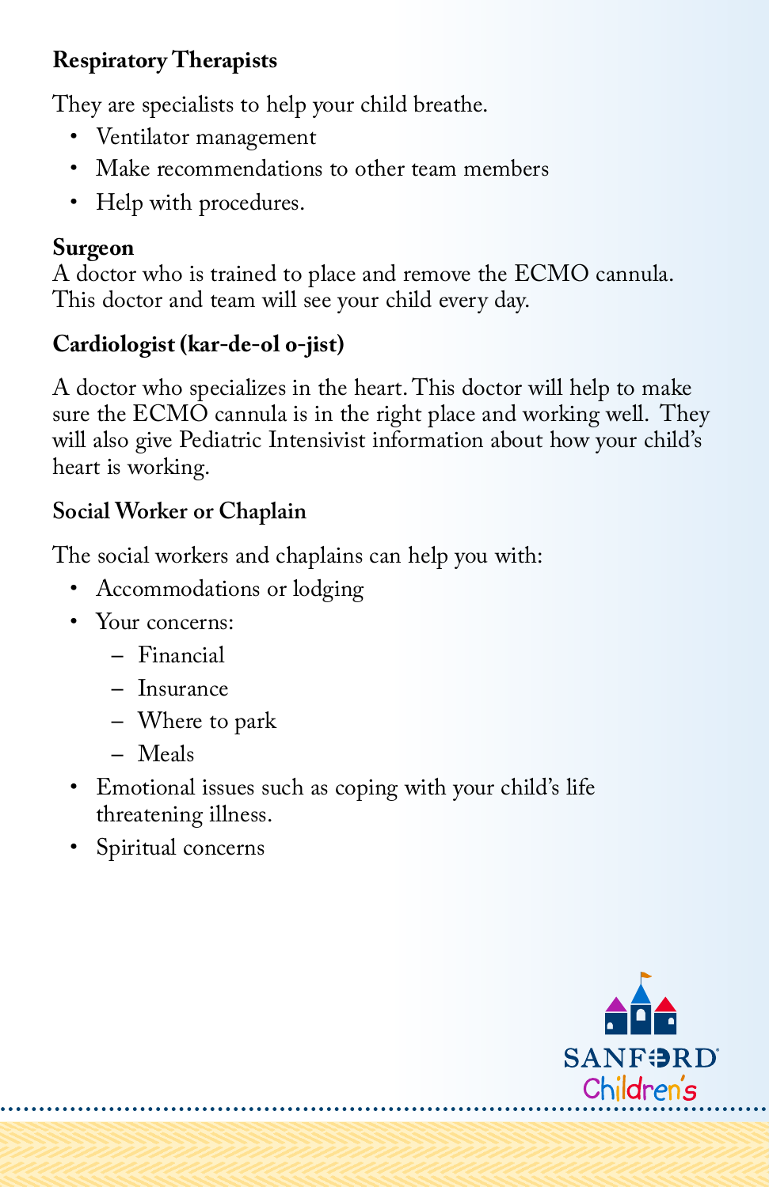**Respiratory Therapists**

They are specialists to help your child breathe.

- Ventilator management
- Make recommendations to other team members
- Help with procedures.

**Surgeon**

A doctor who is trained to place and remove the ECMO cannula. This doctor and team will see your child every day.

**Cardiologist (kar-de-ol o-jist)**

A doctor who specializes in the heart. This doctor will help to make sure the ECMO cannula is in the right place and working well. They will also give Pediatric Intensivist information about how your child's heart is working.

**Social Worker or Chaplain**

The social workers and chaplains can help you with:

- Accommodations or lodging
- Your concerns:
  - Financial
  - Insurance
  - Where to park
  - Meals
- Emotional issues such as coping with your child's life threatening illness.
- Spiritual concerns

SANFORD Children's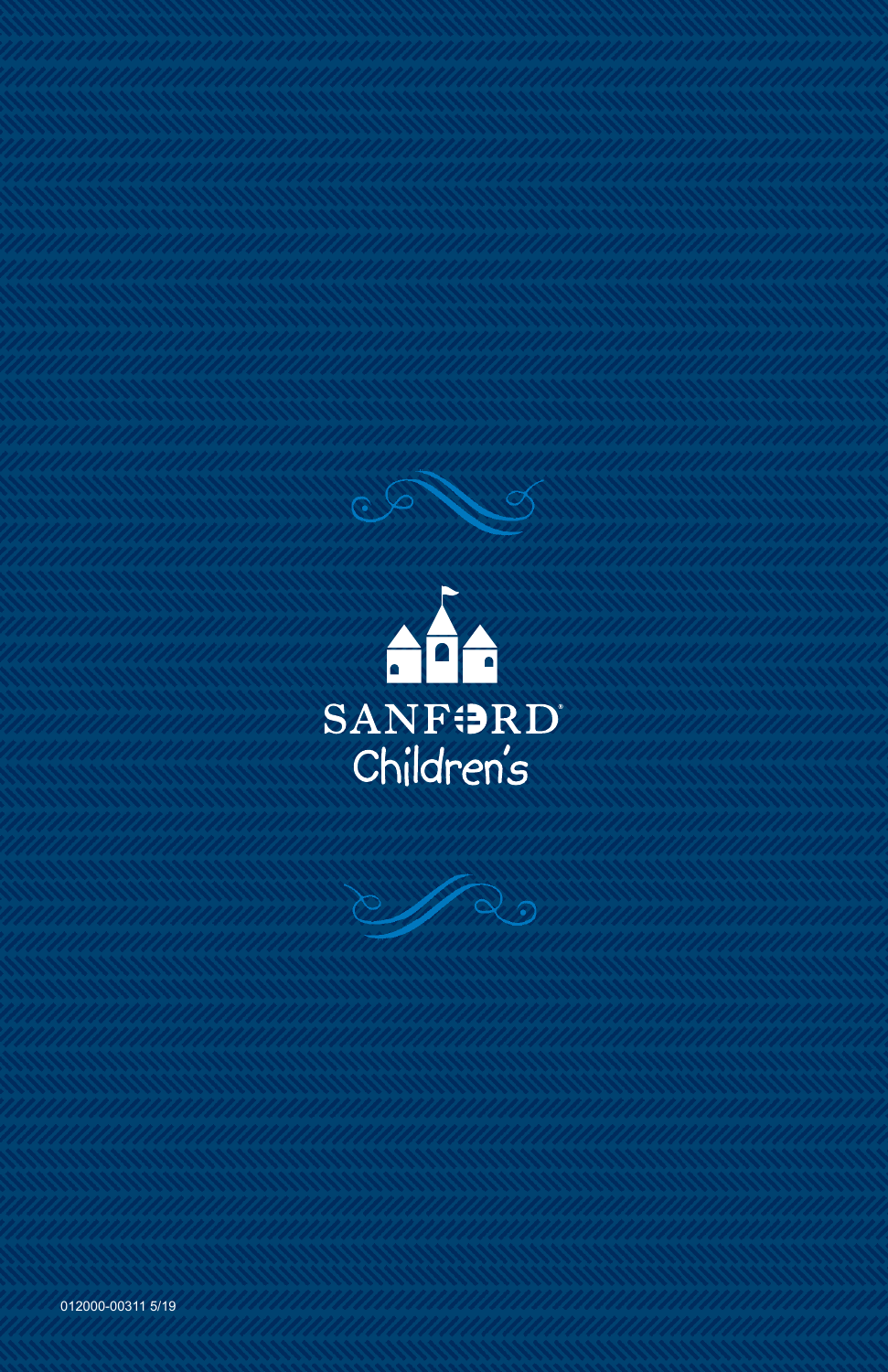SANFORD
Children's

012000-00311 5/19